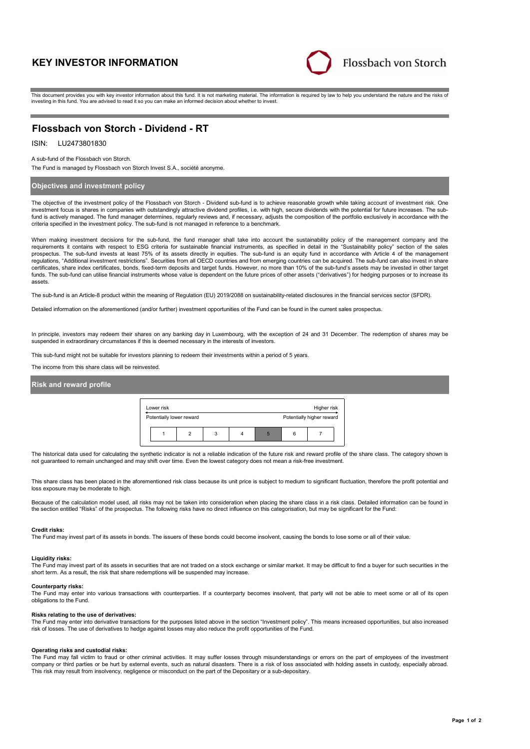# KEY INVESTOR INFORMATION

Flossbach von Storch

This document provides you with key investor information about this fund. It is not marketing material. The information is required by law to help you understand the nature and the risks of investing in this fund. You are advised to read it so you can make an informed decision about whether to invest.

## Flossbach von Storch - Dividend - RT

ISIN: LU2473801830

A sub-fund of the Flossbach von Storch.

The Fund is managed by Flossbach von Storch Invest S.A., société anonyme.

### Objectives and investment policy

The objective of the investment policy of the Flossbach von Storch - Dividend sub-fund is to achieve reasonable growth while taking account of investment risk. One investment focus is shares in companies with outstandingly attractive dividend profiles, i.e. with high, secure dividends with the potential for future increases. The sub-fund is actively managed. The fund manager determines, regularly reviews and, if necessary, adjusts the composition of the portfolio exclusively in accordance with the criteria specified in the investment policy. The sub-fund is not managed in reference to a benchmark.

When making investment decisions for the sub-fund, the fund manager shall take into account the sustainability policy of the management company and the requirements it contains with respect to ESG criteria for sustainable financial instruments, as specified in detail in the "Sustainability policy" section of the sales prospectus. The sub-fund invests at least 75% of its assets directly in equities. The sub-fund is an equity fund in accordance with Article 4 of the management regulations, "Additional investment restrictions". Securities from all OECD countries and from emerging countries can be acquired. The sub-fund can also invest in share certificates, share index certificates, bonds, fixed-term deposits and target funds. However, no more than 10% of the sub-fund's assets may be invested in other target funds. The sub-fund can utilise financial instruments whose value is dependent on the future prices of other assets ("derivatives") for hedging purposes or to increase its assets.

The sub-fund is an Article-8 product within the meaning of Regulation (EU) 2019/2088 on sustainability-related disclosures in the financial services sector (SFDR).

Detailed information on the aforementioned (and/or further) investment opportunities of the Fund can be found in the current sales prospectus.

In principle, investors may redeem their shares on any banking day in Luxembourg, with the exception of 24 and 31 December. The redemption of shares may be suspended in extraordinary circumstances if this is deemed necessary in the interests of investors.

This sub-fund might not be suitable for investors planning to redeem their investments within a period of 5 years.

The income from this share class will be reinvested.

### Risk and reward profile

| Lower risk | | | | | | Higher risk |
|---|---|---|---|---|---|---|
| Potentially lower reward | | | | | | Potentially higher reward |
| 1 | 2 | 3 | 4 | **5** | 6 | 7 |

The historical data used for calculating the synthetic indicator is not a reliable indication of the future risk and reward profile of the share class. The category shown is not guaranteed to remain unchanged and may shift over time. Even the lowest category does not mean a risk-free investment.

This share class has been placed in the aforementioned risk class because its unit price is subject to medium to significant fluctuation, therefore the profit potential and loss exposure may be moderate to high.

Because of the calculation model used, all risks may not be taken into consideration when placing the share class in a risk class. Detailed information can be found in the section entitled "Risks" of the prospectus. The following risks have no direct influence on this categorisation, but may be significant for the Fund:

**Credit risks:**
The Fund may invest part of its assets in bonds. The issuers of these bonds could become insolvent, causing the bonds to lose some or all of their value.

**Liquidity risks:**
The Fund may invest part of its assets in securities that are not traded on a stock exchange or similar market. It may be difficult to find a buyer for such securities in the short term. As a result, the risk that share redemptions will be suspended may increase.

**Counterparty risks:**
The Fund may enter into various transactions with counterparties. If a counterparty becomes insolvent, that party will not be able to meet some or all of its open obligations to the Fund.

**Risks relating to the use of derivatives:**
The Fund may enter into derivative transactions for the purposes listed above in the section "Investment policy". This means increased opportunities, but also increased risk of losses. The use of derivatives to hedge against losses may also reduce the profit opportunities of the Fund.

**Operating risks and custodial risks:**
The Fund may fall victim to fraud or other criminal activities. It may suffer losses through misunderstandings or errors on the part of employees of the investment company or third parties or be hurt by external events, such as natural disasters. There is a risk of loss associated with holding assets in custody, especially abroad. This risk may result from insolvency, negligence or misconduct on the part of the Depositary or a sub-depositary.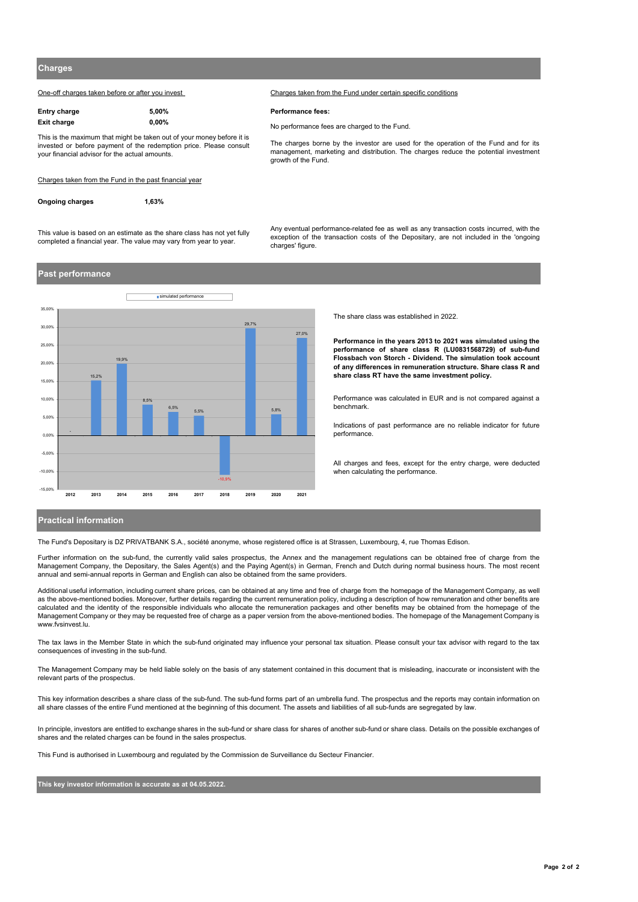## Charges

One-off charges taken before or after you invest

| | |
|---|---|
| **Entry charge** | **5,00%** |
| **Exit charge** | **0,00%** |

This is the maximum that might be taken out of your money before it is invested or before payment of the redemption price. Please consult your financial advisor for the actual amounts.

Charges taken from the Fund in the past financial year

| | |
|---|---|
| **Ongoing charges** | **1,63%** |

This value is based on an estimate as the share class has not yet fully completed a financial year. The value may vary from year to year.

Charges taken from the Fund under certain specific conditions

**Performance fees:**

No performance fees are charged to the Fund.

The charges borne by the investor are used for the operation of the Fund and for its management, marketing and distribution. The charges reduce the potential investment growth of the Fund.

Any eventual performance-related fee as well as any transaction costs incurred, with the exception of the transaction costs of the Depositary, are not included in the 'ongoing charges' figure.

## Past performance

simulated performance

35,00%
30,00%
25,00%
20,00%
15,00%
10,00%
5,00%
0,00%
-5,00%
-10,00%
-15,00%

-
15,2%
19,9%
8,5%
6,5%
5,5%
-10,9%
29,7%
5,8%
27,0%

2012 2013 2014 2015 2016 2017 2018 2019 2020 2021

The share class was established in 2022.

**Performance in the years 2013 to 2021 was simulated using the performance of share class R (LU0831568729) of sub-fund Flossbach von Storch - Dividend. The simulation took account of any differences in remuneration structure. Share class R and share class RT have the same investment policy.**

Performance was calculated in EUR and is not compared against a benchmark.

Indications of past performance are no reliable indicator for future performance.

All charges and fees, except for the entry charge, were deducted when calculating the performance.

## Practical information

The Fund's Depositary is DZ PRIVATBANK S.A., société anonyme, whose registered office is at Strassen, Luxembourg, 4, rue Thomas Edison.

Further information on the sub-fund, the currently valid sales prospectus, the Annex and the management regulations can be obtained free of charge from the Management Company, the Depositary, the Sales Agent(s) and the Paying Agent(s) in German, French and Dutch during normal business hours. The most recent annual and semi-annual reports in German and English can also be obtained from the same providers.

Additional useful information, including current share prices, can be obtained at any time and free of charge from the homepage of the Management Company, as well as the above-mentioned bodies. Moreover, further details regarding the current remuneration policy, including a description of how remuneration and other benefits are calculated and the identity of the responsible individuals who allocate the remuneration packages and other benefits may be obtained from the homepage of the Management Company or they may be requested free of charge as a paper version from the above-mentioned bodies. The homepage of the Management Company is www.fvsinvest.lu.

The tax laws in the Member State in which the sub-fund originated may influence your personal tax situation. Please consult your tax advisor with regard to the tax consequences of investing in the sub-fund.

The Management Company may be held liable solely on the basis of any statement contained in this document that is misleading, inaccurate or inconsistent with the relevant parts of the prospectus.

This key information describes a share class of the sub-fund. The sub-fund forms part of an umbrella fund. The prospectus and the reports may contain information on all share classes of the entire Fund mentioned at the beginning of this document. The assets and liabilities of all sub-funds are segregated by law.

In principle, investors are entitled to exchange shares in the sub-fund or share class for shares of another sub-fund or share class. Details on the possible exchanges of shares and the related charges can be found in the sales prospectus.

This Fund is authorised in Luxembourg and regulated by the Commission de Surveillance du Secteur Financier.

**This key investor information is accurate as at 04.05.2022.**